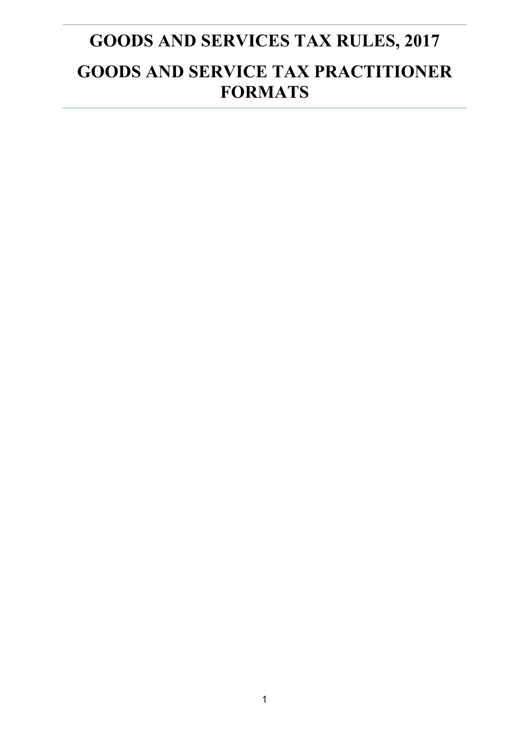# GOODS AND SERVICES TAX RULES, 2017

# GOODS AND SERVICE TAX PRACTITIONER FORMATS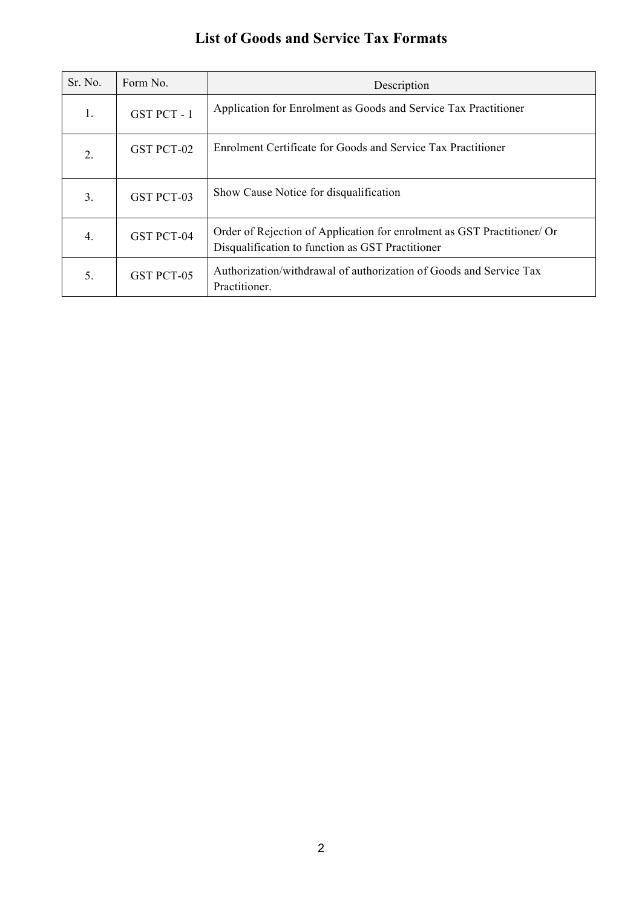# List of Goods and Service Tax Formats

| Sr. No. | Form No. | Description |
|---|---|---|
| 1. | GST PCT - 1 | Application for Enrolment as Goods and Service Tax Practitioner |
| 2. | GST PCT-02 | Enrolment Certificate for Goods and Service Tax Practitioner |
| 3. | GST PCT-03 | Show Cause Notice for disqualification |
| 4. | GST PCT-04 | Order of Rejection of Application for enrolment as GST Practitioner/ Or Disqualification to function as GST Practitioner |
| 5. | GST PCT-05 | Authorization/withdrawal of authorization of Goods and Service Tax Practitioner. |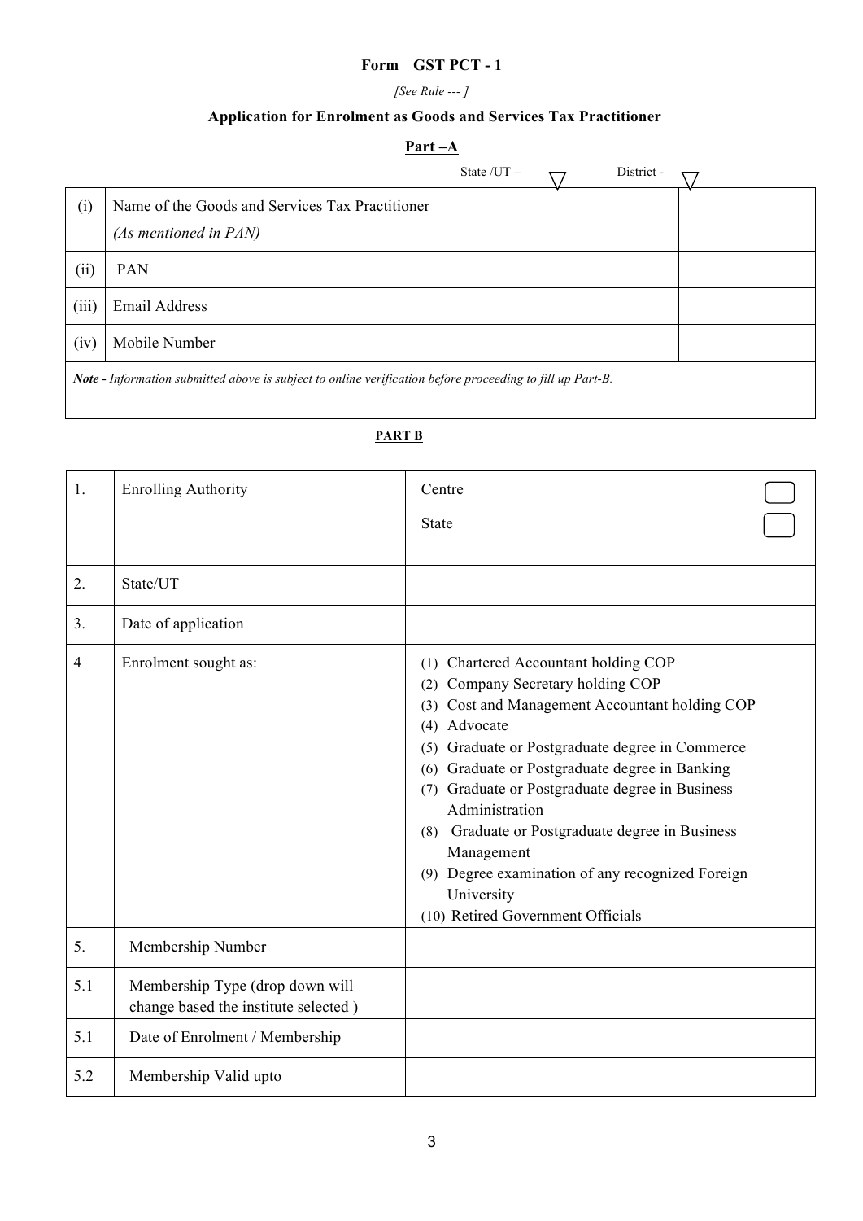**Form GST PCT - 1**

*[See Rule --- ]*

**Application for Enrolment as Goods and Services Tax Practitioner**

## Part –A

State /UT – ▽ District - ▽

| | | |
|---|---|---|
| (i) | Name of the Goods and Services Tax Practitioner *(As mentioned in PAN)* | |
| (ii) | PAN | |
| (iii) | Email Address | |
| (iv) | Mobile Number | |

***Note -** Information submitted above is subject to online verification before proceeding to fill up Part-B.*

## PART B

| | | |
|---|---|---|
| 1. | Enrolling Authority | Centre ☐<br>State ☐ |
| 2. | State/UT | |
| 3. | Date of application | |
| 4 | Enrolment sought as: | (1) Chartered Accountant holding COP<br>(2) Company Secretary holding COP<br>(3) Cost and Management Accountant holding COP<br>(4) Advocate<br>(5) Graduate or Postgraduate degree in Commerce<br>(6) Graduate or Postgraduate degree in Banking<br>(7) Graduate or Postgraduate degree in Business Administration<br>(8) Graduate or Postgraduate degree in Business Management<br>(9) Degree examination of any recognized Foreign University<br>(10) Retired Government Officials |
| 5. | Membership Number | |
| 5.1 | Membership Type (drop down will change based the institute selected ) | |
| 5.1 | Date of Enrolment / Membership | |
| 5.2 | Membership Valid upto | |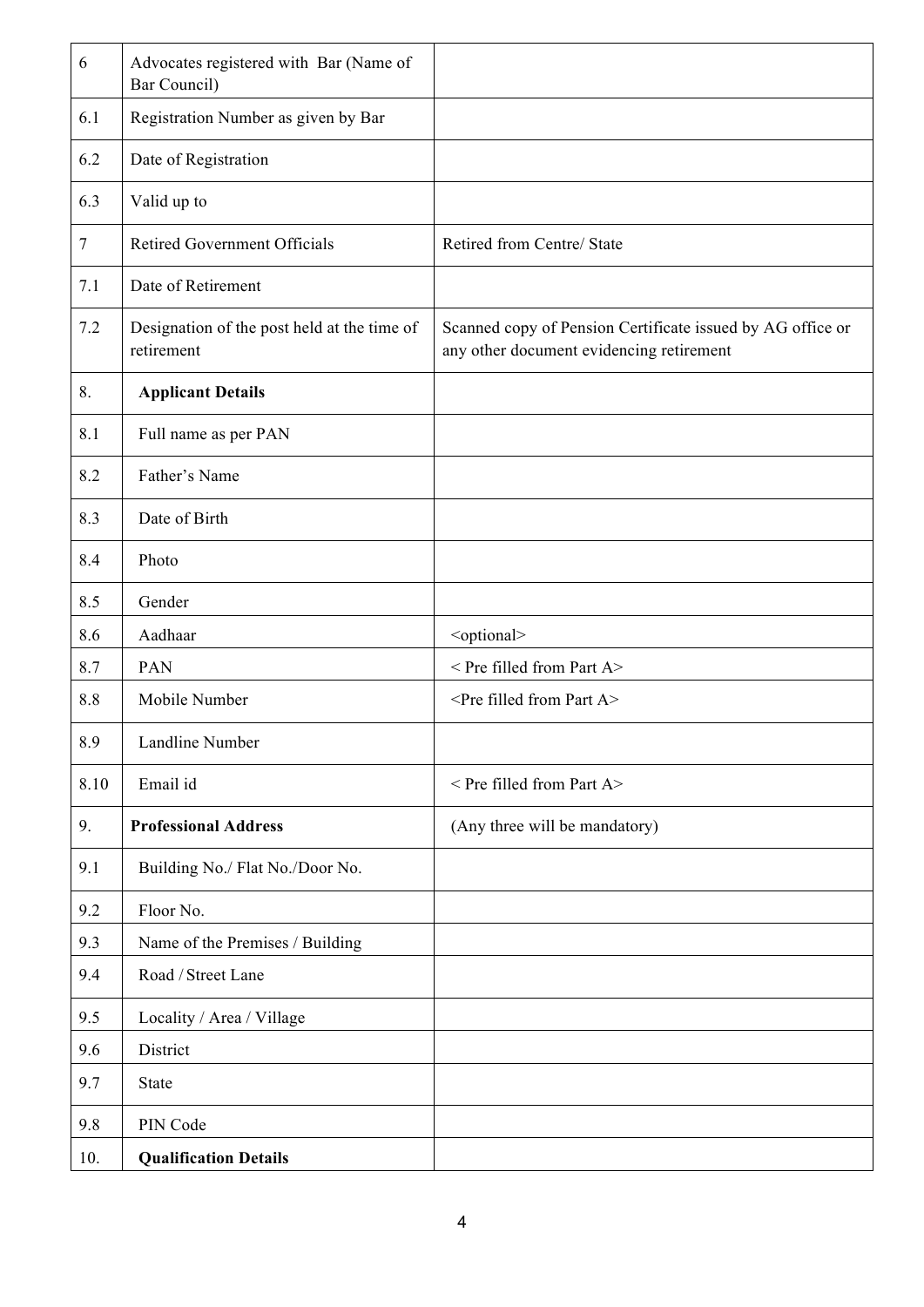| 6 | Advocates registered with Bar (Name of Bar Council) | |
|---|---|---|
| 6.1 | Registration Number as given by Bar | |
| 6.2 | Date of Registration | |
| 6.3 | Valid up to | |
| 7 | Retired Government Officials | Retired from Centre/ State |
| 7.1 | Date of Retirement | |
| 7.2 | Designation of the post held at the time of retirement | Scanned copy of Pension Certificate issued by AG office or any other document evidencing retirement |
| 8. | **Applicant Details** | |
| 8.1 | Full name as per PAN | |
| 8.2 | Father's Name | |
| 8.3 | Date of Birth | |
| 8.4 | Photo | |
| 8.5 | Gender | |
| 8.6 | Aadhaar | <optional> |
| 8.7 | PAN | < Pre filled from Part A> |
| 8.8 | Mobile Number | <Pre filled from Part A> |
| 8.9 | Landline Number | |
| 8.10 | Email id | < Pre filled from Part A> |
| 9. | **Professional Address** | (Any three will be mandatory) |
| 9.1 | Building No./ Flat No./Door No. | |
| 9.2 | Floor No. | |
| 9.3 | Name of the Premises / Building | |
| 9.4 | Road / Street Lane | |
| 9.5 | Locality / Area / Village | |
| 9.6 | District | |
| 9.7 | State | |
| 9.8 | PIN Code | |
| 10. | **Qualification Details** | |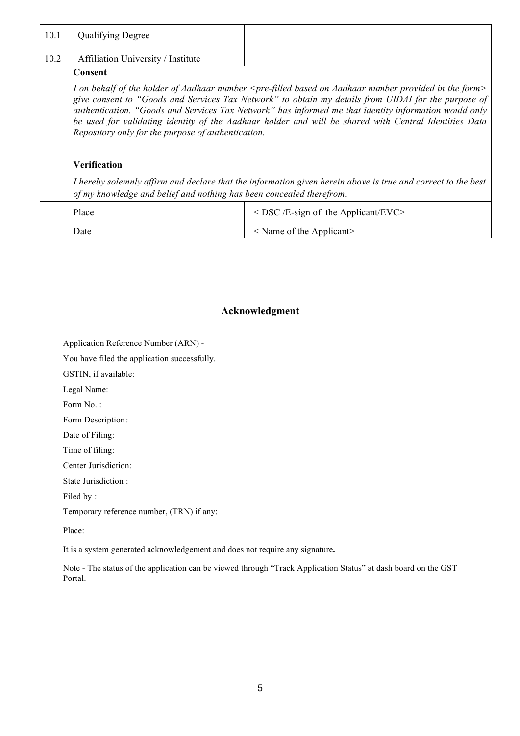| | | |
|---|---|---|
| 10.1 | Qualifying Degree | |
| 10.2 | Affiliation University / Institute | |

**Consent**

*I on behalf of the holder of Aadhaar number <pre-filled based on Aadhaar number provided in the form> give consent to "Goods and Services Tax Network" to obtain my details from UIDAI for the purpose of authentication. "Goods and Services Tax Network" has informed me that identity information would only be used for validating identity of the Aadhaar holder and will be shared with Central Identities Data Repository only for the purpose of authentication.*

**Verification**

*I hereby solemnly affirm and declare that the information given herein above is true and correct to the best of my knowledge and belief and nothing has been concealed therefrom.*

| | | |
|---|---|---|
| | Place | < DSC /E-sign of the Applicant/EVC> |
| | Date | < Name of the Applicant> |

## Acknowledgment

Application Reference Number (ARN) -

You have filed the application successfully.

GSTIN, if available:

Legal Name:

Form No. :

Form Description:

Date of Filing:

Time of filing:

Center Jurisdiction:

State Jurisdiction :

Filed by :

Temporary reference number, (TRN) if any:

Place:

It is a system generated acknowledgement and does not require any signature**.**

Note - The status of the application can be viewed through "Track Application Status" at dash board on the GST Portal.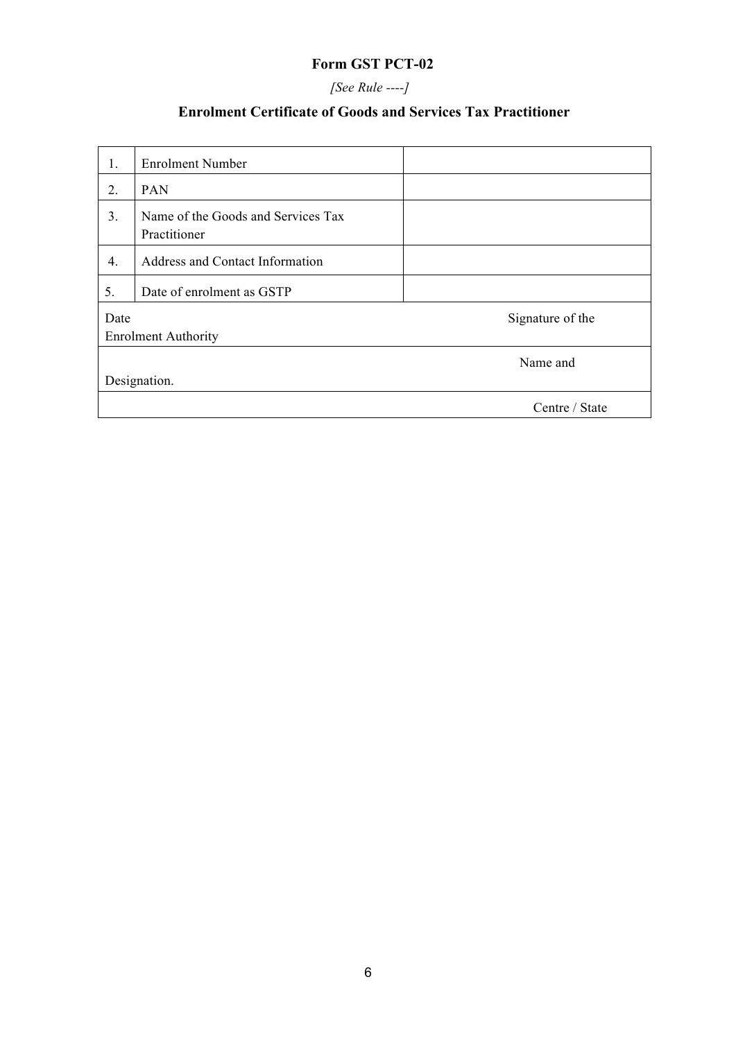**Form GST PCT-02**

*[See Rule ----]*

**Enrolment Certificate of Goods and Services Tax Practitioner**

| | | |
|---|---|---|
| 1. | Enrolment Number | |
| 2. | PAN | |
| 3. | Name of the Goods and Services Tax Practitioner | |
| 4. | Address and Contact Information | |
| 5. | Date of enrolment as GSTP | |
| Date | | Signature of the Enrolment Authority |
| | | Name and Designation. |
| | | Centre / State |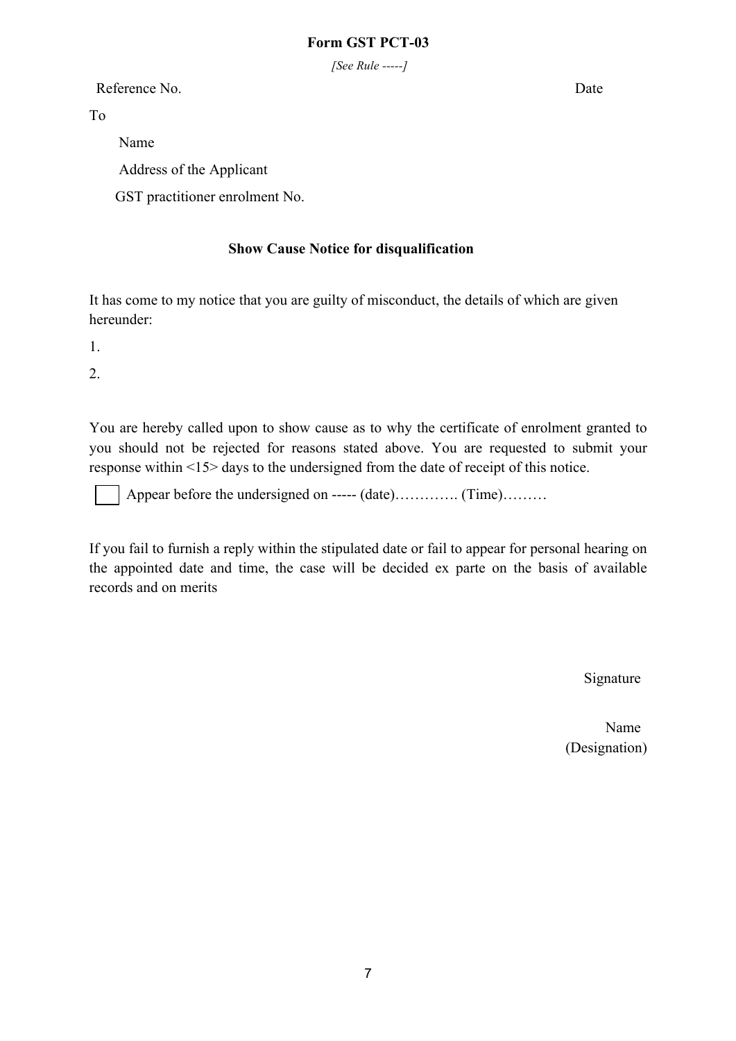**Form GST PCT-03**

*[See Rule -----]*

Reference No. Date

To

Name

Address of the Applicant

GST practitioner enrolment No.

**Show Cause Notice for disqualification**

It has come to my notice that you are guilty of misconduct, the details of which are given hereunder:

1.

2.

You are hereby called upon to show cause as to why the certificate of enrolment granted to you should not be rejected for reasons stated above. You are requested to submit your response within <15> days to the undersigned from the date of receipt of this notice.

☐ Appear before the undersigned on ----- (date)…………. (Time)………

If you fail to furnish a reply within the stipulated date or fail to appear for personal hearing on the appointed date and time, the case will be decided ex parte on the basis of available records and on merits

Signature

Name
(Designation)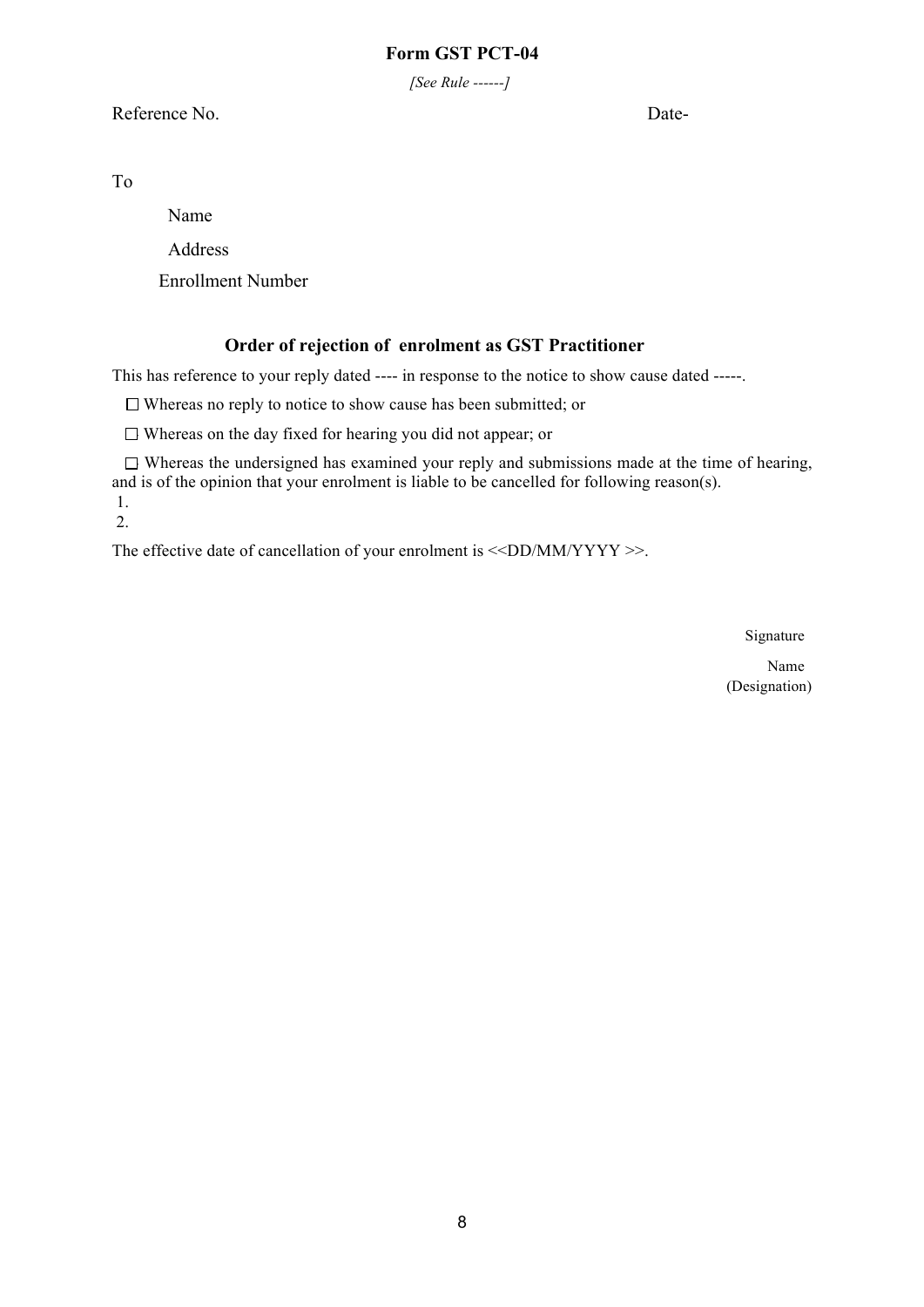**Form GST PCT-04**

*[See Rule ------]*

Reference No. Date-

To

Name

Address

Enrollment Number

## Order of rejection of enrolment as GST Practitioner

This has reference to your reply dated ---- in response to the notice to show cause dated -----.

☐ Whereas no reply to notice to show cause has been submitted; or

☐ Whereas on the day fixed for hearing you did not appear; or

☐ Whereas the undersigned has examined your reply and submissions made at the time of hearing, and is of the opinion that your enrolment is liable to be cancelled for following reason(s).

1.
2.

The effective date of cancellation of your enrolment is <<DD/MM/YYYY >>.

Signature

Name
(Designation)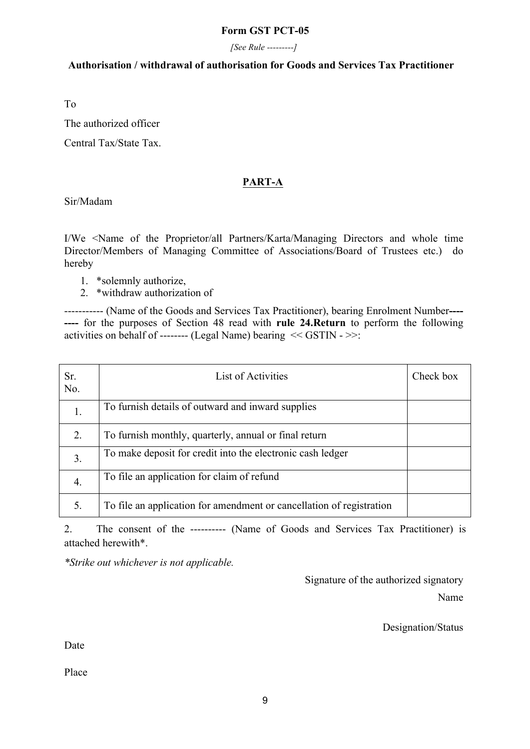**Form GST PCT-05**

*[See Rule ---------]*

**Authorisation / withdrawal of authorisation for Goods and Services Tax Practitioner**

To

The authorized officer

Central Tax/State Tax.

**PART-A**

Sir/Madam

I/We <Name of the Proprietor/all Partners/Karta/Managing Directors and whole time Director/Members of Managing Committee of Associations/Board of Trustees etc.) do hereby

1. *solemnly authorize,
2. *withdraw authorization of

----------- (Name of the Goods and Services Tax Practitioner), bearing Enrolment Number**--------** for the purposes of Section 48 read with **rule 24.Return** to perform the following activities on behalf of -------- (Legal Name) bearing << GSTIN - >>:

| Sr. No. | List of Activities | Check box |
|---|---|---|
| 1. | To furnish details of outward and inward supplies | |
| 2. | To furnish monthly, quarterly, annual or final return | |
| 3. | To make deposit for credit into the electronic cash ledger | |
| 4. | To file an application for claim of refund | |
| 5. | To file an application for amendment or cancellation of registration | |

2. The consent of the ---------- (Name of Goods and Services Tax Practitioner) is attached herewith*.

*\*Strike out whichever is not applicable.*

Signature of the authorized signatory

Name

Designation/Status

Date

Place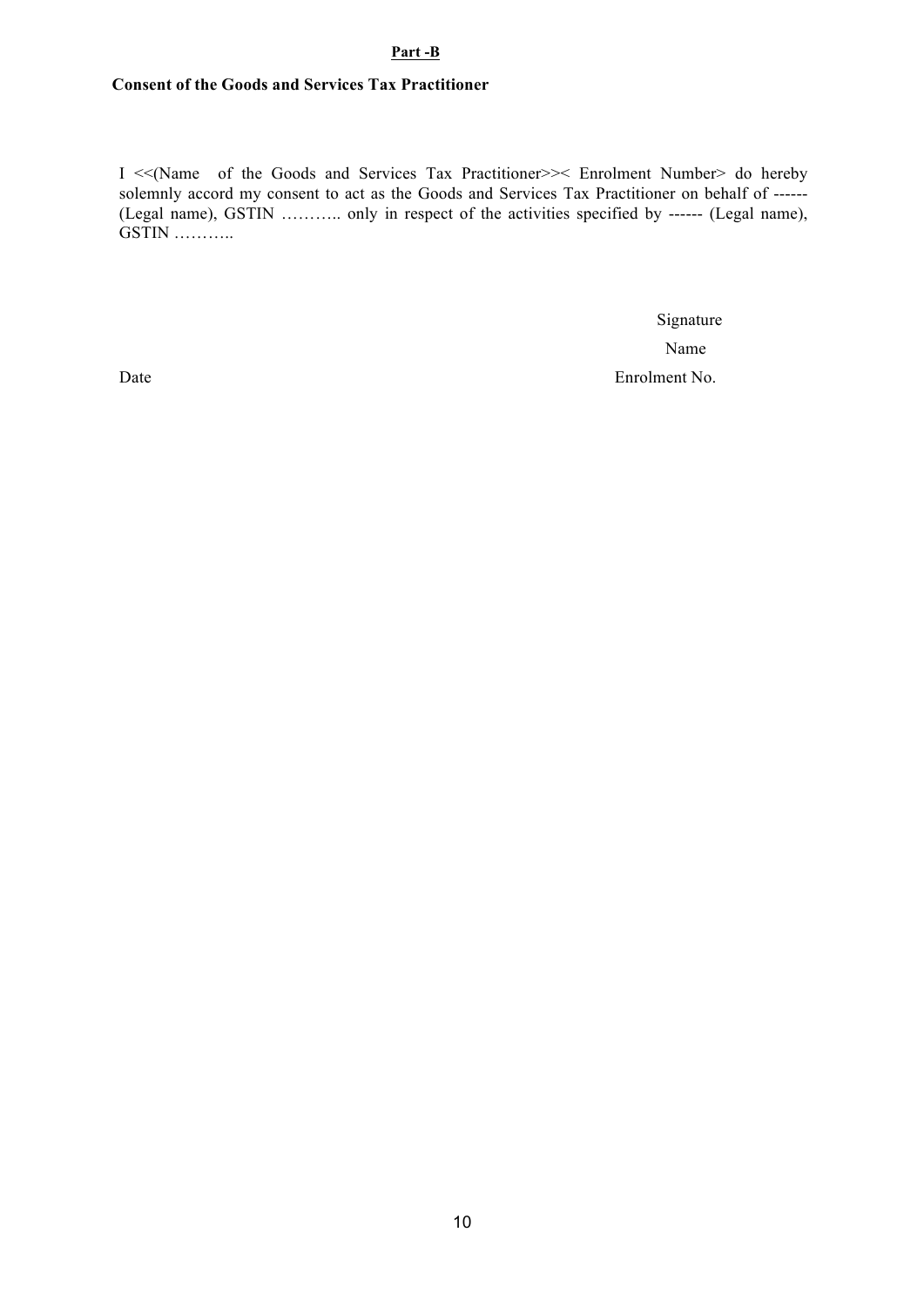**Part -B**

**Consent of the Goods and Services Tax Practitioner**

I <<(Name of the Goods and Services Tax Practitioner>>< Enrolment Number> do hereby solemnly accord my consent to act as the Goods and Services Tax Practitioner on behalf of ------ (Legal name), GSTIN ……….. only in respect of the activities specified by ------ (Legal name), GSTIN ………..

Signature

Name

Date Enrolment No.